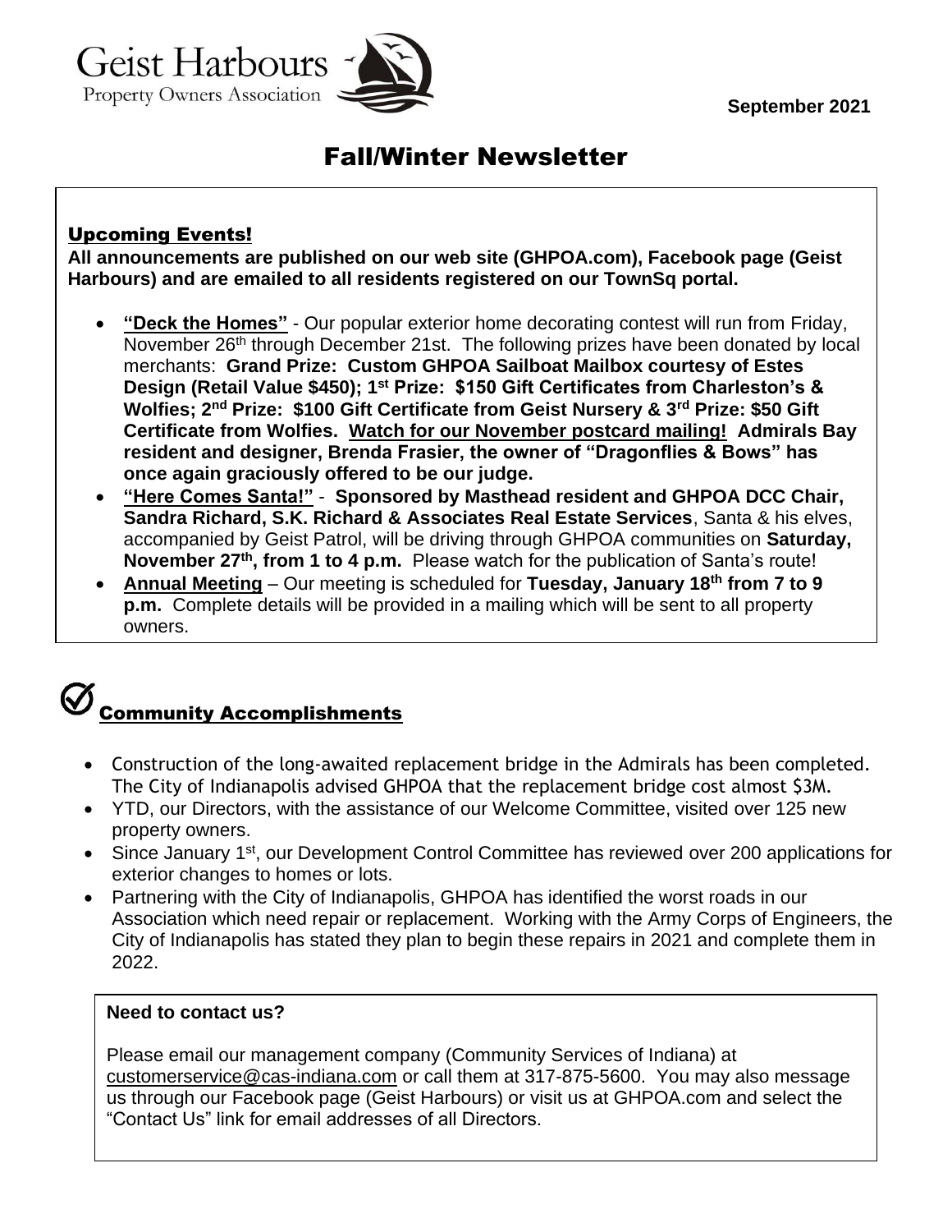Geist Harbours
Property Owners Association

**September 2021**

# Fall/Winter Newsletter

## Upcoming Events!

**All announcements are published on our web site (GHPOA.com), Facebook page (Geist Harbours) and are emailed to all residents registered on our TownSq portal.**

- **"Deck the Homes"** - Our popular exterior home decorating contest will run from Friday, November 26th through December 21st. The following prizes have been donated by local merchants: **Grand Prize: Custom GHPOA Sailboat Mailbox courtesy of Estes Design (Retail Value $450); 1st Prize: $150 Gift Certificates from Charleston's & Wolfies; 2nd Prize: $100 Gift Certificate from Geist Nursery & 3rd Prize: $50 Gift Certificate from Wolfies. Watch for our November postcard mailing! Admirals Bay resident and designer, Brenda Frasier, the owner of "Dragonflies & Bows" has once again graciously offered to be our judge.**
- **"Here Comes Santa!"** - **Sponsored by Masthead resident and GHPOA DCC Chair, Sandra Richard, S.K. Richard & Associates Real Estate Services**, Santa & his elves, accompanied by Geist Patrol, will be driving through GHPOA communities on **Saturday, November 27th, from 1 to 4 p.m.** Please watch for the publication of Santa's route!
- **Annual Meeting** – Our meeting is scheduled for **Tuesday, January 18th from 7 to 9 p.m.** Complete details will be provided in a mailing which will be sent to all property owners.

## Community Accomplishments

- Construction of the long-awaited replacement bridge in the Admirals has been completed. The City of Indianapolis advised GHPOA that the replacement bridge cost almost $3M.
- YTD, our Directors, with the assistance of our Welcome Committee, visited over 125 new property owners.
- Since January 1st, our Development Control Committee has reviewed over 200 applications for exterior changes to homes or lots.
- Partnering with the City of Indianapolis, GHPOA has identified the worst roads in our Association which need repair or replacement. Working with the Army Corps of Engineers, the City of Indianapolis has stated they plan to begin these repairs in 2021 and complete them in 2022.

**Need to contact us?**

Please email our management company (Community Services of Indiana) at customerservice@cas-indiana.com or call them at 317-875-5600. You may also message us through our Facebook page (Geist Harbours) or visit us at GHPOA.com and select the "Contact Us" link for email addresses of all Directors.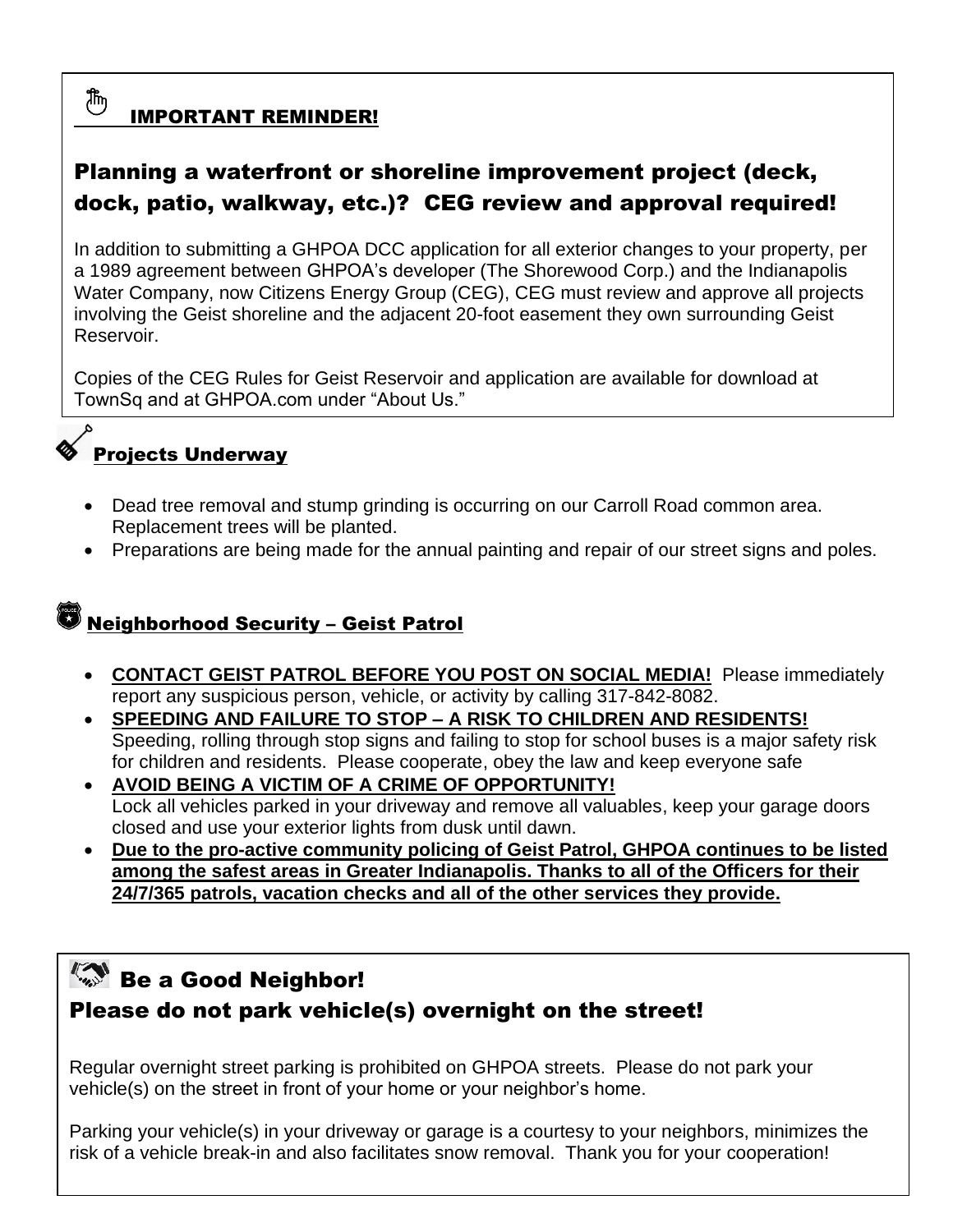## IMPORTANT REMINDER!

## Planning a waterfront or shoreline improvement project (deck, dock, patio, walkway, etc.)? CEG review and approval required!

In addition to submitting a GHPOA DCC application for all exterior changes to your property, per a 1989 agreement between GHPOA's developer (The Shorewood Corp.) and the Indianapolis Water Company, now Citizens Energy Group (CEG), CEG must review and approve all projects involving the Geist shoreline and the adjacent 20-foot easement they own surrounding Geist Reservoir.

Copies of the CEG Rules for Geist Reservoir and application are available for download at TownSq and at GHPOA.com under "About Us."

## Projects Underway

- Dead tree removal and stump grinding is occurring on our Carroll Road common area. Replacement trees will be planted.
- Preparations are being made for the annual painting and repair of our street signs and poles.

## Neighborhood Security – Geist Patrol

- **CONTACT GEIST PATROL BEFORE YOU POST ON SOCIAL MEDIA!** Please immediately report any suspicious person, vehicle, or activity by calling 317-842-8082.
- **SPEEDING AND FAILURE TO STOP – A RISK TO CHILDREN AND RESIDENTS!** Speeding, rolling through stop signs and failing to stop for school buses is a major safety risk for children and residents. Please cooperate, obey the law and keep everyone safe
- **AVOID BEING A VICTIM OF A CRIME OF OPPORTUNITY!** Lock all vehicles parked in your driveway and remove all valuables, keep your garage doors closed and use your exterior lights from dusk until dawn.
- **Due to the pro-active community policing of Geist Patrol, GHPOA continues to be listed among the safest areas in Greater Indianapolis. Thanks to all of the Officers for their 24/7/365 patrols, vacation checks and all of the other services they provide.**

## Be a Good Neighbor!

## Please do not park vehicle(s) overnight on the street!

Regular overnight street parking is prohibited on GHPOA streets. Please do not park your vehicle(s) on the street in front of your home or your neighbor's home.

Parking your vehicle(s) in your driveway or garage is a courtesy to your neighbors, minimizes the risk of a vehicle break-in and also facilitates snow removal. Thank you for your cooperation!